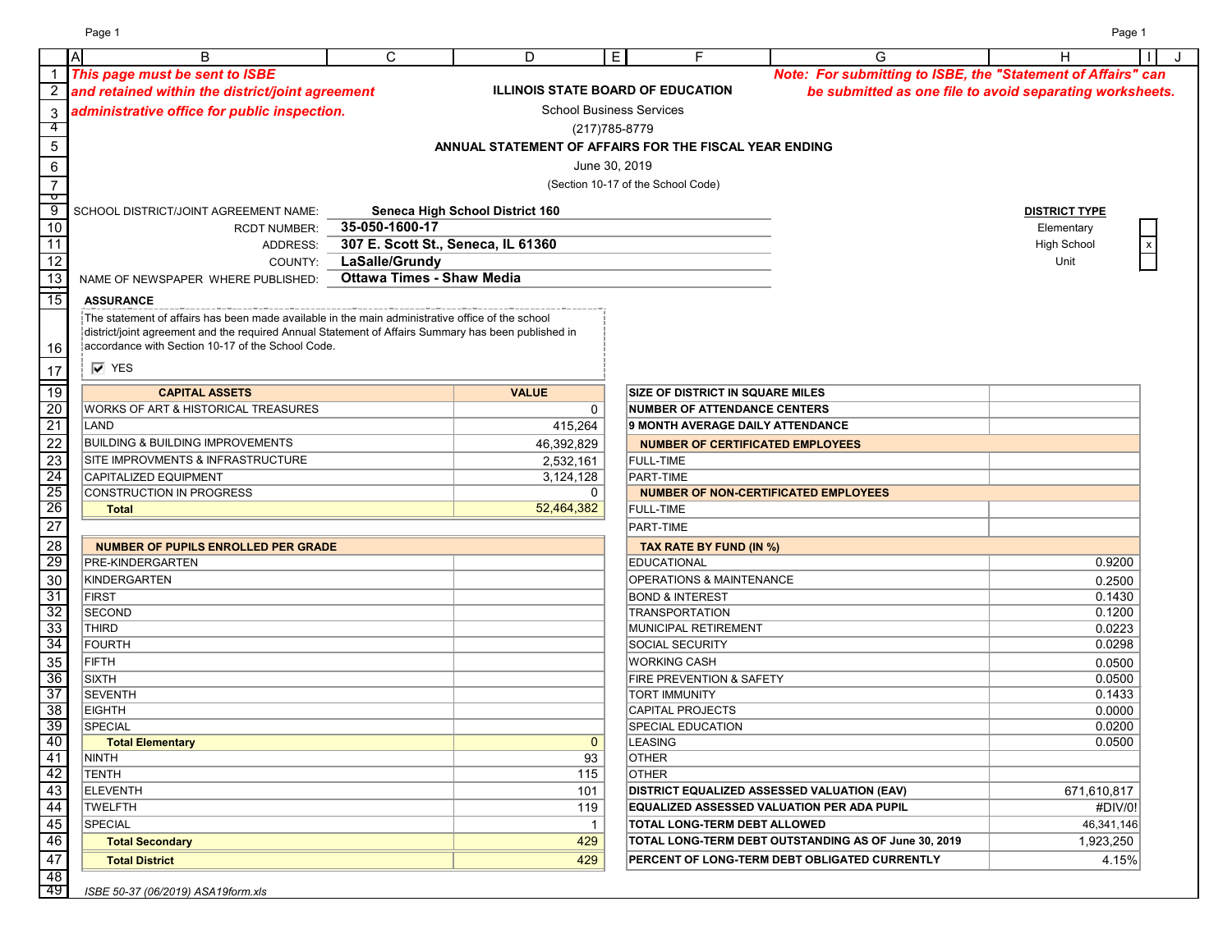*This page must be sent to ISBE and retained within the district/joint agreement administrative office for public inspection.*

*Note: For submitting to ISBE, the "Statement of Affairs" can be submitted as one file to avoid separating worksheets.*

**ILLINOIS STATE BOARD OF EDUCATION**

School Business Services

(217)785-8779

**ANNUAL STATEMENT OF AFFAIRS FOR THE FISCAL YEAR ENDING**

June 30, 2019

(Section 10-17 of the School Code)

SCHOOL DISTRICT/JOINT AGREEMENT NAME: **Seneca High School District 160**

RCDT NUMBER: **35-050-1600-17**

ADDRESS: **307 E. Scott St., Seneca, IL 61360**

COUNTY: **LaSalle/Grundy**

NAME OF NEWSPAPER WHERE PUBLISHED: **Ottawa Times - Shaw Media**

**DISTRICT TYPE**

| Type | |
|---|---|
| Elementary | |
| High School | x |
| Unit | |

**ASSURANCE**

The statement of affairs has been made available in the main administrative office of the school district/joint agreement and the required Annual Statement of Affairs Summary has been published in accordance with Section 10-17 of the School Code.

☑ YES

| CAPITAL ASSETS | VALUE |
|---|---|
| WORKS OF ART & HISTORICAL TREASURES | 0 |
| LAND | 415,264 |
| BUILDING & BUILDING IMPROVEMENTS | 46,392,829 |
| SITE IMPROVMENTS & INFRASTRUCTURE | 2,532,161 |
| CAPITALIZED EQUIPMENT | 3,124,128 |
| CONSTRUCTION IN PROGRESS | 0 |
| **Total** | 52,464,382 |

| | |
|---|---|
| SIZE OF DISTRICT IN SQUARE MILES | |
| NUMBER OF ATTENDANCE CENTERS | |
| 9 MONTH AVERAGE DAILY ATTENDANCE | |
| **NUMBER OF CERTIFICATED EMPLOYEES** | |
| FULL-TIME | |
| PART-TIME | |
| **NUMBER OF NON-CERTIFICATED EMPLOYEES** | |
| FULL-TIME | |
| PART-TIME | |

| NUMBER OF PUPILS ENROLLED PER GRADE | |
|---|---|
| PRE-KINDERGARTEN | |
| KINDERGARTEN | |
| FIRST | |
| SECOND | |
| THIRD | |
| FOURTH | |
| FIFTH | |
| SIXTH | |
| SEVENTH | |
| EIGHTH | |
| SPECIAL | |
| **Total Elementary** | 0 |
| NINTH | 93 |
| TENTH | 115 |
| ELEVENTH | 101 |
| TWELFTH | 119 |
| SPECIAL | 1 |
| **Total Secondary** | 429 |
| **Total District** | 429 |

| TAX RATE BY FUND (IN %) | |
|---|---|
| EDUCATIONAL | 0.9200 |
| OPERATIONS & MAINTENANCE | 0.2500 |
| BOND & INTEREST | 0.1430 |
| TRANSPORTATION | 0.1200 |
| MUNICIPAL RETIREMENT | 0.0223 |
| SOCIAL SECURITY | 0.0298 |
| WORKING CASH | 0.0500 |
| FIRE PREVENTION & SAFETY | 0.0500 |
| TORT IMMUNITY | 0.1433 |
| CAPITAL PROJECTS | 0.0000 |
| SPECIAL EDUCATION | 0.0200 |
| LEASING | 0.0500 |
| OTHER | |
| OTHER | |
| **DISTRICT EQUALIZED ASSESSED VALUATION (EAV)** | 671,610,817 |
| **EQUALIZED ASSESSED VALUATION PER ADA PUPIL** | #DIV/0! |
| **TOTAL LONG-TERM DEBT ALLOWED** | 46,341,146 |
| **TOTAL LONG-TERM DEBT OUTSTANDING AS OF June 30, 2019** | 1,923,250 |
| **PERCENT OF LONG-TERM DEBT OBLIGATED CURRENTLY** | 4.15% |

*ISBE 50-37 (06/2019) ASA19form.xls*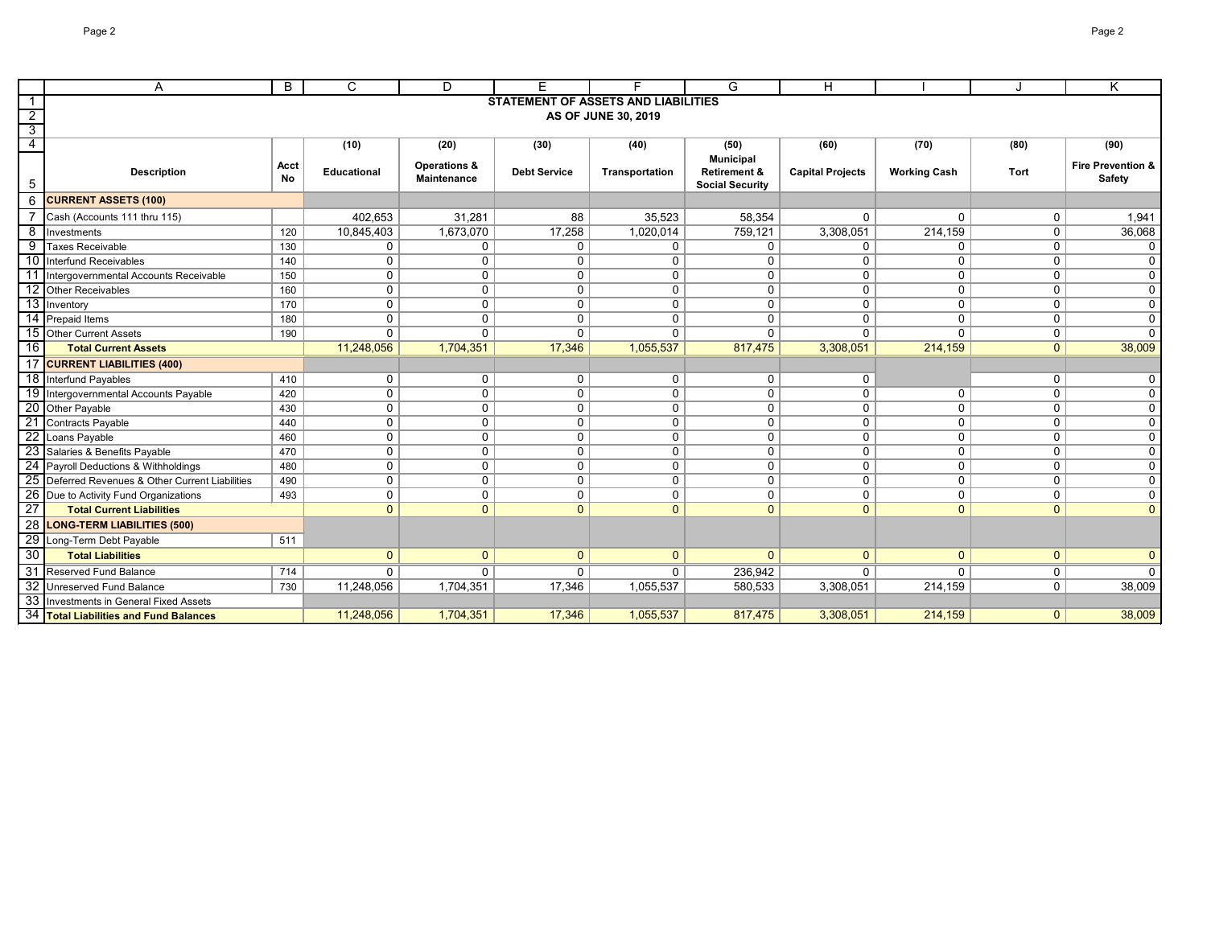## STATEMENT OF ASSETS AND LIABILITIES
### AS OF JUNE 30, 2019

| Description | Acct No | (10) Educational | (20) Operations & Maintenance | (30) Debt Service | (40) Transportation | (50) Municipal Retirement & Social Security | (60) Capital Projects | (70) Working Cash | (80) Tort | (90) Fire Prevention & Safety |
|---|---|---|---|---|---|---|---|---|---|---|
| **CURRENT ASSETS (100)** | | | | | | | | | | |
| Cash (Accounts 111 thru 115) | | 402,653 | 31,281 | 88 | 35,523 | 58,354 | 0 | 0 | 0 | 1,941 |
| Investments | 120 | 10,845,403 | 1,673,070 | 17,258 | 1,020,014 | 759,121 | 3,308,051 | 214,159 | 0 | 36,068 |
| Taxes Receivable | 130 | 0 | 0 | 0 | 0 | 0 | 0 | 0 | 0 | 0 |
| Interfund Receivables | 140 | 0 | 0 | 0 | 0 | 0 | 0 | 0 | 0 | 0 |
| Intergovernmental Accounts Receivable | 150 | 0 | 0 | 0 | 0 | 0 | 0 | 0 | 0 | 0 |
| Other Receivables | 160 | 0 | 0 | 0 | 0 | 0 | 0 | 0 | 0 | 0 |
| Inventory | 170 | 0 | 0 | 0 | 0 | 0 | 0 | 0 | 0 | 0 |
| Prepaid Items | 180 | 0 | 0 | 0 | 0 | 0 | 0 | 0 | 0 | 0 |
| Other Current Assets | 190 | 0 | 0 | 0 | 0 | 0 | 0 | 0 | 0 | 0 |
| **Total Current Assets** | | 11,248,056 | 1,704,351 | 17,346 | 1,055,537 | 817,475 | 3,308,051 | 214,159 | 0 | 38,009 |
| **CURRENT LIABILITIES (400)** | | | | | | | | | | |
| Interfund Payables | 410 | 0 | 0 | 0 | 0 | 0 | 0 | | 0 | 0 |
| Intergovernmental Accounts Payable | 420 | 0 | 0 | 0 | 0 | 0 | 0 | 0 | 0 | 0 |
| Other Payable | 430 | 0 | 0 | 0 | 0 | 0 | 0 | 0 | 0 | 0 |
| Contracts Payable | 440 | 0 | 0 | 0 | 0 | 0 | 0 | 0 | 0 | 0 |
| Loans Payable | 460 | 0 | 0 | 0 | 0 | 0 | 0 | 0 | 0 | 0 |
| Salaries & Benefits Payable | 470 | 0 | 0 | 0 | 0 | 0 | 0 | 0 | 0 | 0 |
| Payroll Deductions & Withholdings | 480 | 0 | 0 | 0 | 0 | 0 | 0 | 0 | 0 | 0 |
| Deferred Revenues & Other Current Liabilities | 490 | 0 | 0 | 0 | 0 | 0 | 0 | 0 | 0 | 0 |
| Due to Activity Fund Organizations | 493 | 0 | 0 | 0 | 0 | 0 | 0 | 0 | 0 | 0 |
| **Total Current Liabilities** | | 0 | 0 | 0 | 0 | 0 | 0 | 0 | 0 | 0 |
| **LONG-TERM LIABILITIES (500)** | | | | | | | | | | |
| Long-Term Debt Payable | 511 | | | | | | | | | |
| **Total Liabilities** | | 0 | 0 | 0 | 0 | 0 | 0 | 0 | 0 | 0 |
| Reserved Fund Balance | 714 | 0 | 0 | 0 | 0 | 236,942 | 0 | 0 | 0 | 0 |
| Unreserved Fund Balance | 730 | 11,248,056 | 1,704,351 | 17,346 | 1,055,537 | 580,533 | 3,308,051 | 214,159 | 0 | 38,009 |
| Investments in General Fixed Assets | | | | | | | | | | |
| **Total Liabilities and Fund Balances** | | 11,248,056 | 1,704,351 | 17,346 | 1,055,537 | 817,475 | 3,308,051 | 214,159 | 0 | 38,009 |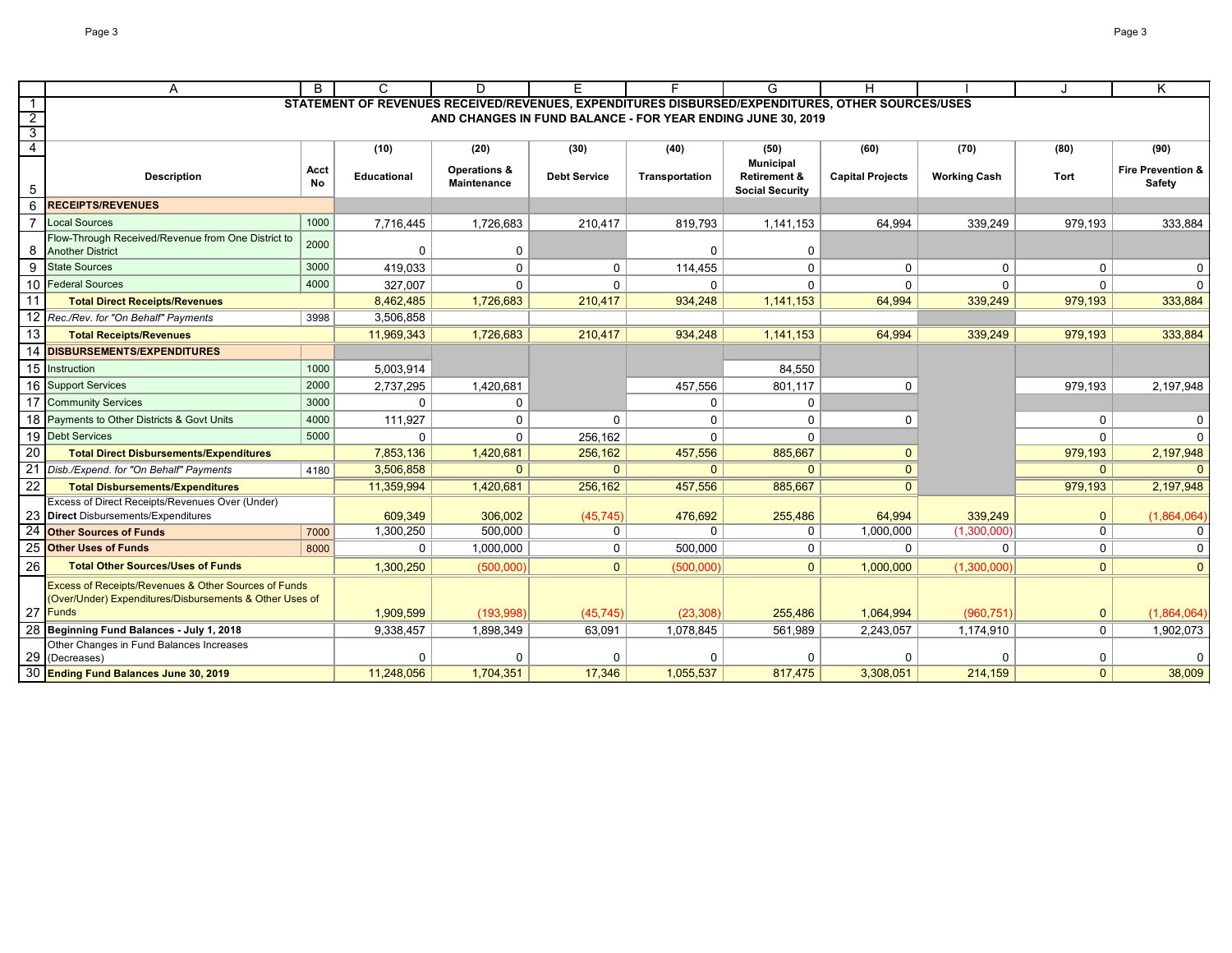## STATEMENT OF REVENUES RECEIVED/REVENUES, EXPENDITURES DISBURSED/EXPENDITURES, OTHER SOURCES/USES AND CHANGES IN FUND BALANCE - FOR YEAR ENDING JUNE 30, 2019

| | A | B | C | D | E | F | G | H | I | J | K |
|---|---|---|---|---|---|---|---|---|---|---|---|
| 4 | | | (10) | (20) | (30) | (40) | (50) | (60) | (70) | (80) | (90) |
| 5 | **Description** | **Acct No** | **Educational** | **Operations & Maintenance** | **Debt Service** | **Transportation** | **Municipal Retirement & Social Security** | **Capital Projects** | **Working Cash** | **Tort** | **Fire Prevention & Safety** |
| 6 | **RECEIPTS/REVENUES** | | | | | | | | | | |
| 7 | Local Sources | 1000 | 7,716,445 | 1,726,683 | 210,417 | 819,793 | 1,141,153 | 64,994 | 339,249 | 979,193 | 333,884 |
| 8 | Flow-Through Received/Revenue from One District to Another District | 2000 | 0 | 0 | | 0 | 0 | | | | |
| 9 | State Sources | 3000 | 419,033 | 0 | 0 | 114,455 | 0 | 0 | 0 | 0 | 0 |
| 10 | Federal Sources | 4000 | 327,007 | 0 | 0 | 0 | 0 | 0 | 0 | 0 | 0 |
| 11 | **Total Direct Receipts/Revenues** | | 8,462,485 | 1,726,683 | 210,417 | 934,248 | 1,141,153 | 64,994 | 339,249 | 979,193 | 333,884 |
| 12 | *Rec./Rev. for "On Behalf" Payments* | 3998 | 3,506,858 | | | | | | | | |
| 13 | **Total Receipts/Revenues** | | 11,969,343 | 1,726,683 | 210,417 | 934,248 | 1,141,153 | 64,994 | 339,249 | 979,193 | 333,884 |
| 14 | **DISBURSEMENTS/EXPENDITURES** | | | | | | | | | | |
| 15 | Instruction | 1000 | 5,003,914 | | | | 84,550 | | | | |
| 16 | Support Services | 2000 | 2,737,295 | 1,420,681 | | 457,556 | 801,117 | 0 | | 979,193 | 2,197,948 |
| 17 | Community Services | 3000 | 0 | 0 | | 0 | 0 | | | | |
| 18 | Payments to Other Districts & Govt Units | 4000 | 111,927 | 0 | 0 | 0 | 0 | 0 | | 0 | 0 |
| 19 | Debt Services | 5000 | 0 | 0 | 256,162 | 0 | 0 | | | 0 | 0 |
| 20 | **Total Direct Disbursements/Expenditures** | | 7,853,136 | 1,420,681 | 256,162 | 457,556 | 885,667 | 0 | | 979,193 | 2,197,948 |
| 21 | *Disb./Expend. for "On Behalf" Payments* | 4180 | 3,506,858 | 0 | 0 | 0 | 0 | 0 | | 0 | 0 |
| 22 | **Total Disbursements/Expenditures** | | 11,359,994 | 1,420,681 | 256,162 | 457,556 | 885,667 | 0 | | 979,193 | 2,197,948 |
| 23 | Excess of Direct Receipts/Revenues Over (Under) **Direct** Disbursements/Expenditures | | 609,349 | 306,002 | (45,745) | 476,692 | 255,486 | 64,994 | 339,249 | 0 | (1,864,064) |
| 24 | **Other Sources of Funds** | 7000 | 1,300,250 | 500,000 | 0 | 0 | 0 | 1,000,000 | (1,300,000) | 0 | 0 |
| 25 | **Other Uses of Funds** | 8000 | 0 | 1,000,000 | 0 | 500,000 | 0 | 0 | 0 | 0 | 0 |
| 26 | **Total Other Sources/Uses of Funds** | | 1,300,250 | (500,000) | 0 | (500,000) | 0 | 1,000,000 | (1,300,000) | 0 | 0 |
| 27 | Excess of Receipts/Revenues & Other Sources of Funds (Over/Under) Expenditures/Disbursements & Other Uses of Funds | | 1,909,599 | (193,998) | (45,745) | (23,308) | 255,486 | 1,064,994 | (960,751) | 0 | (1,864,064) |
| 28 | **Beginning Fund Balances - July 1, 2018** | | 9,338,457 | 1,898,349 | 63,091 | 1,078,845 | 561,989 | 2,243,057 | 1,174,910 | 0 | 1,902,073 |
| 29 | Other Changes in Fund Balances Increases (Decreases) | | 0 | 0 | 0 | 0 | 0 | 0 | 0 | 0 | 0 |
| 30 | **Ending Fund Balances June 30, 2019** | | 11,248,056 | 1,704,351 | 17,346 | 1,055,537 | 817,475 | 3,308,051 | 214,159 | 0 | 38,009 |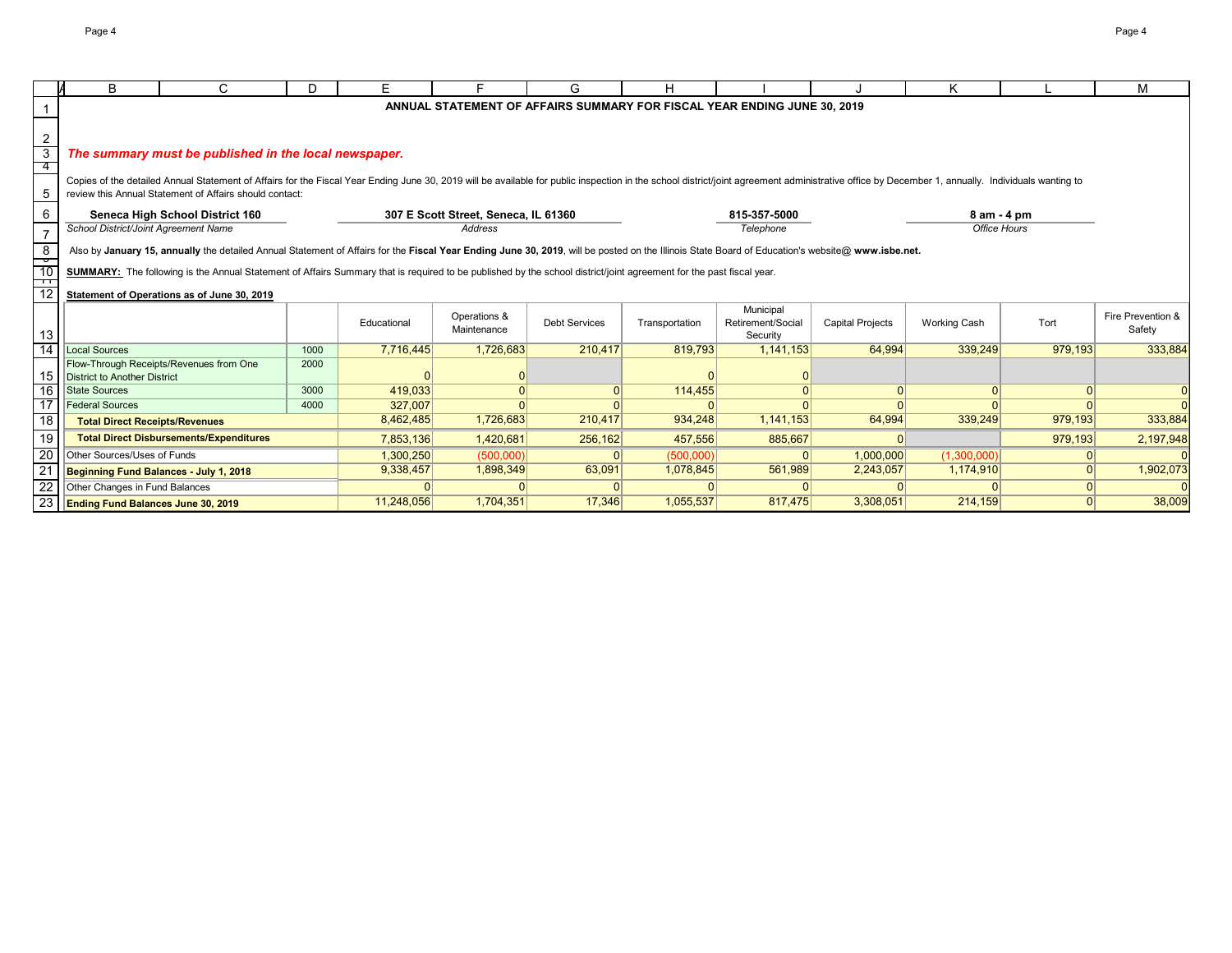# ANNUAL STATEMENT OF AFFAIRS SUMMARY FOR FISCAL YEAR ENDING JUNE 30, 2019

***The summary must be published in the local newspaper.***

Copies of the detailed Annual Statement of Affairs for the Fiscal Year Ending June 30, 2019 will be available for public inspection in the school district/joint agreement administrative office by December 1, annually. Individuals wanting to review this Annual Statement of Affairs should contact:

| **Seneca High School District 160** | **307 E Scott Street, Seneca, IL 61360** | **815-357-5000** | **8 am - 4 pm** |
|---|---|---|---|
| *School District/Joint Agreement Name* | *Address* | *Telephone* | *Office Hours* |

Also by **January 15, annually** the detailed Annual Statement of Affairs for the **Fiscal Year Ending June 30, 2019**, will be posted on the Illinois State Board of Education's website@ **www.isbe.net.**

**SUMMARY:** The following is the Annual Statement of Affairs Summary that is required to be published by the school district/joint agreement for the past fiscal year.

**Statement of Operations as of June 30, 2019**

| | | Educational | Operations & Maintenance | Debt Services | Transportation | Municipal Retirement/Social Security | Capital Projects | Working Cash | Tort | Fire Prevention & Safety |
|---|---|---|---|---|---|---|---|---|---|---|
| Local Sources | 1000 | 7,716,445 | 1,726,683 | 210,417 | 819,793 | 1,141,153 | 64,994 | 339,249 | 979,193 | 333,884 |
| Flow-Through Receipts/Revenues from One District to Another District | 2000 | 0 | 0 | | 0 | 0 | | | | |
| State Sources | 3000 | 419,033 | 0 | 0 | 114,455 | 0 | 0 | 0 | 0 | 0 |
| Federal Sources | 4000 | 327,007 | 0 | 0 | 0 | 0 | 0 | 0 | 0 | 0 |
| **Total Direct Receipts/Revenues** | | 8,462,485 | 1,726,683 | 210,417 | 934,248 | 1,141,153 | 64,994 | 339,249 | 979,193 | 333,884 |
| **Total Direct Disbursements/Expenditures** | | 7,853,136 | 1,420,681 | 256,162 | 457,556 | 885,667 | 0 | | 979,193 | 2,197,948 |
| Other Sources/Uses of Funds | | 1,300,250 | (500,000) | 0 | (500,000) | 0 | 1,000,000 | (1,300,000) | 0 | 0 |
| **Beginning Fund Balances - July 1, 2018** | | 9,338,457 | 1,898,349 | 63,091 | 1,078,845 | 561,989 | 2,243,057 | 1,174,910 | 0 | 1,902,073 |
| Other Changes in Fund Balances | | 0 | 0 | 0 | 0 | 0 | 0 | 0 | 0 | 0 |
| **Ending Fund Balances June 30, 2019** | | 11,248,056 | 1,704,351 | 17,346 | 1,055,537 | 817,475 | 3,308,051 | 214,159 | 0 | 38,009 |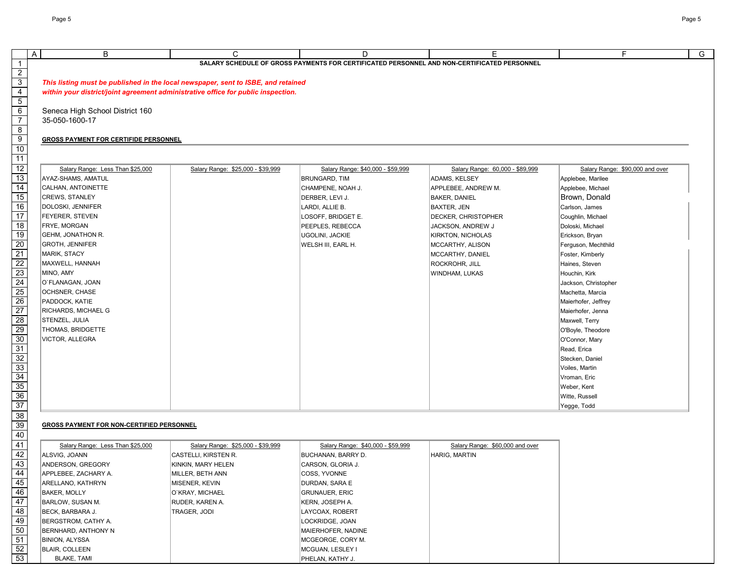**SALARY SCHEDULE OF GROSS PAYMENTS FOR CERTIFICATED PERSONNEL AND NON-CERTIFICATED PERSONNEL**

***This listing must be published in the local newspaper, sent to ISBE, and retained within your district/joint agreement administrative office for public inspection.***

Seneca High School District 160
35-050-1600-17

**GROSS PAYMENT FOR CERTIFIDE PERSONNEL**

| Salary Range: Less Than $25,000 | Salary Range: $25,000 - $39,999 | Salary Range: $40,000 - $59,999 | Salary Range: 60,000 - $89,999 | Salary Range: $90,000 and over |
|---|---|---|---|---|
| AYAZ-SHAMS, AMATUL | | BRUNGARD, TIM | ADAMS, KELSEY | Applebee, Marilee |
| CALHAN, ANTOINETTE | | CHAMPENE, NOAH J. | APPLEBEE, ANDREW M. | Applebee, Michael |
| CREWS, STANLEY | | DERBER, LEVI J. | BAKER, DANIEL | Brown, Donald |
| DOLOSKI, JENNIFER | | LARDI, ALLIE B. | BAXTER, JEN | Carlson, James |
| FEYERER, STEVEN | | LOSOFF, BRIDGET E. | DECKER, CHRISTOPHER | Coughlin, Michael |
| FRYE, MORGAN | | PEEPLES, REBECCA | JACKSON, ANDREW J | Doloski, Michael |
| GEHM, JONATHON R. | | UGOLINI, JACKIE | KIRKTON, NICHOLAS | Erickson, Bryan |
| GROTH, JENNIFER | | WELSH III, EARL H. | MCCARTHY, ALISON | Ferguson, Mechthild |
| MARIK, STACY | | | MCCARTHY, DANIEL | Foster, Kimberly |
| MAXWELL, HANNAH | | | ROCKROHR, JILL | Haines, Steven |
| MINO, AMY | | | WINDHAM, LUKAS | Houchin, Kirk |
| O`FLANAGAN, JOAN | | | | Jackson, Christopher |
| OCHSNER, CHASE | | | | Machetta, Marcia |
| PADDOCK, KATIE | | | | Maierhofer, Jeffrey |
| RICHARDS, MICHAEL G | | | | Maierhofer, Jenna |
| STENZEL, JULIA | | | | Maxwell, Terry |
| THOMAS, BRIDGETTE | | | | O'Boyle, Theodore |
| VICTOR, ALLEGRA | | | | O'Connor, Mary |
| | | | | Read, Erica |
| | | | | Stecken, Daniel |
| | | | | Voiles, Martin |
| | | | | Vroman, Eric |
| | | | | Weber, Kent |
| | | | | Witte, Russell |
| | | | | Yegge, Todd |

**GROSS PAYMENT FOR NON-CERTIFIED PERSONNEL**

| Salary Range: Less Than $25,000 | Salary Range: $25,000 - $39,999 | Salary Range: $40,000 - $59,999 | Salary Range: $60,000 and over |
|---|---|---|---|
| ALSVIG, JOANN | CASTELLI, KIRSTEN R. | BUCHANAN, BARRY D. | HARIG, MARTIN |
| ANDERSON, GREGORY | KINKIN, MARY HELEN | CARSON, GLORIA J. | |
| APPLEBEE, ZACHARY A. | MILLER, BETH ANN | COSS, YVONNE | |
| ARELLANO, KATHRYN | MISENER, KEVIN | DURDAN, SARA E | |
| BAKER, MOLLY | O`KRAY, MICHAEL | GRUNAUER, ERIC | |
| BARLOW, SUSAN M. | RUDER, KAREN A. | KERN, JOSEPH A. | |
| BECK, BARBARA J. | TRAGER, JODI | LAYCOAX, ROBERT | |
| BERGSTROM, CATHY A. | | LOCKRIDGE, JOAN | |
| BERNHARD, ANTHONY N | | MAIERHOFER, NADINE | |
| BINION, ALYSSA | | MCGEORGE, CORY M. | |
| BLAIR, COLLEEN | | MCGUAN, LESLEY I | |
| BLAKE, TAMI | | PHELAN, KATHY J. | |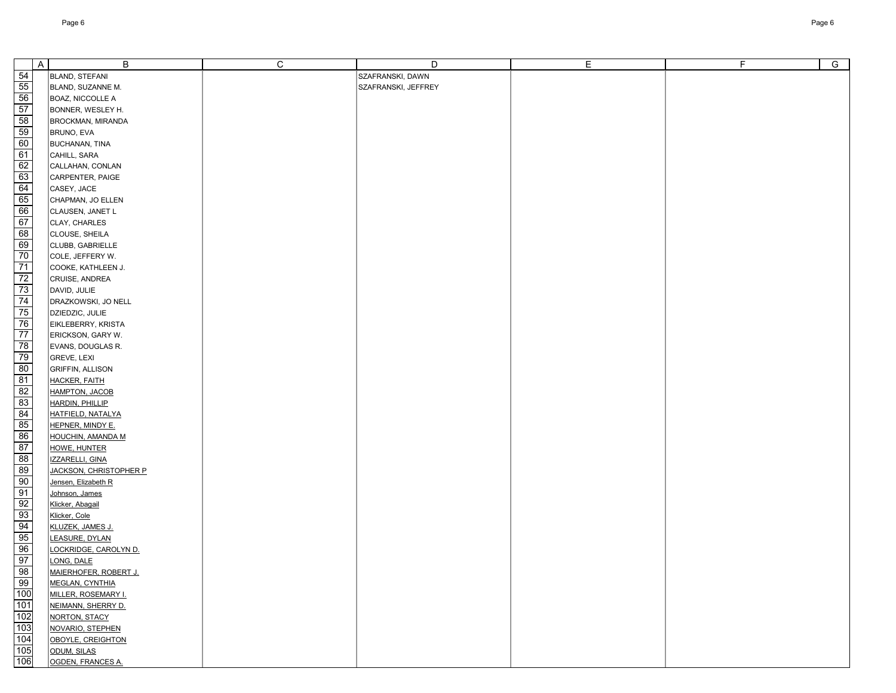| | A | B | C | D | E | F | G |
|---|---|---|---|---|---|---|---|
| 54 | | BLAND, STEFANI | | SZAFRANSKI, DAWN | | | |
| 55 | | BLAND, SUZANNE M. | | SZAFRANSKI, JEFFREY | | | |
| 56 | | BOAZ, NICCOLLE A | | | | | |
| 57 | | BONNER, WESLEY H. | | | | | |
| 58 | | BROCKMAN, MIRANDA | | | | | |
| 59 | | BRUNO, EVA | | | | | |
| 60 | | BUCHANAN, TINA | | | | | |
| 61 | | CAHILL, SARA | | | | | |
| 62 | | CALLAHAN, CONLAN | | | | | |
| 63 | | CARPENTER, PAIGE | | | | | |
| 64 | | CASEY, JACE | | | | | |
| 65 | | CHAPMAN, JO ELLEN | | | | | |
| 66 | | CLAUSEN, JANET L | | | | | |
| 67 | | CLAY, CHARLES | | | | | |
| 68 | | CLOUSE, SHEILA | | | | | |
| 69 | | CLUBB, GABRIELLE | | | | | |
| 70 | | COLE, JEFFERY W. | | | | | |
| 71 | | COOKE, KATHLEEN J. | | | | | |
| 72 | | CRUISE, ANDREA | | | | | |
| 73 | | DAVID, JULIE | | | | | |
| 74 | | DRAZKOWSKI, JO NELL | | | | | |
| 75 | | DZIEDZIC, JULIE | | | | | |
| 76 | | EIKLEBERRY, KRISTA | | | | | |
| 77 | | ERICKSON, GARY W. | | | | | |
| 78 | | EVANS, DOUGLAS R. | | | | | |
| 79 | | GREVE, LEXI | | | | | |
| 80 | | GRIFFIN, ALLISON | | | | | |
| 81 | | HACKER, FAITH | | | | | |
| 82 | | HAMPTON, JACOB | | | | | |
| 83 | | HARDIN, PHILLIP | | | | | |
| 84 | | HATFIELD, NATALYA | | | | | |
| 85 | | HEPNER, MINDY E. | | | | | |
| 86 | | HOUCHIN, AMANDA M | | | | | |
| 87 | | HOWE, HUNTER | | | | | |
| 88 | | IZZARELLI, GINA | | | | | |
| 89 | | JACKSON, CHRISTOPHER P | | | | | |
| 90 | | Jensen, Elizabeth R | | | | | |
| 91 | | Johnson, James | | | | | |
| 92 | | Klicker, Abagail | | | | | |
| 93 | | Klicker, Cole | | | | | |
| 94 | | KLUZEK, JAMES J. | | | | | |
| 95 | | LEASURE, DYLAN | | | | | |
| 96 | | LOCKRIDGE, CAROLYN D. | | | | | |
| 97 | | LONG, DALE | | | | | |
| 98 | | MAIERHOFER, ROBERT J. | | | | | |
| 99 | | MEGLAN, CYNTHIA | | | | | |
| 100 | | MILLER, ROSEMARY I. | | | | | |
| 101 | | NEIMANN, SHERRY D. | | | | | |
| 102 | | NORTON, STACY | | | | | |
| 103 | | NOVARIO, STEPHEN | | | | | |
| 104 | | OBOYLE, CREIGHTON | | | | | |
| 105 | | ODUM, SILAS | | | | | |
| 106 | | OGDEN, FRANCES A. | | | | | |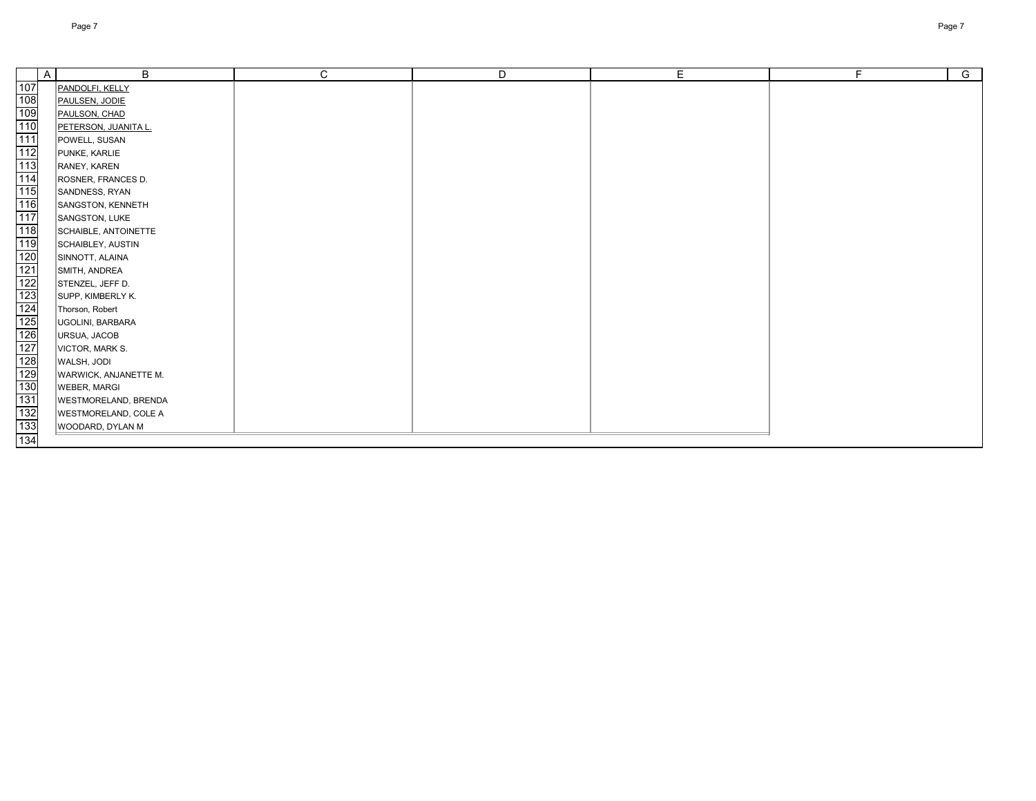| | A | B | C | D | E | F | G |
|---|---|---|---|---|---|---|---|
| 107 | | PANDOLFI, KELLY | | | | | |
| 108 | | PAULSEN, JODIE | | | | | |
| 109 | | PAULSON, CHAD | | | | | |
| 110 | | PETERSON, JUANITA L. | | | | | |
| 111 | | POWELL, SUSAN | | | | | |
| 112 | | PUNKE, KARLIE | | | | | |
| 113 | | RANEY, KAREN | | | | | |
| 114 | | ROSNER, FRANCES D. | | | | | |
| 115 | | SANDNESS, RYAN | | | | | |
| 116 | | SANGSTON, KENNETH | | | | | |
| 117 | | SANGSTON, LUKE | | | | | |
| 118 | | SCHAIBLE, ANTOINETTE | | | | | |
| 119 | | SCHAIBLEY, AUSTIN | | | | | |
| 120 | | SINNOTT, ALAINA | | | | | |
| 121 | | SMITH, ANDREA | | | | | |
| 122 | | STENZEL, JEFF D. | | | | | |
| 123 | | SUPP, KIMBERLY K. | | | | | |
| 124 | | Thorson, Robert | | | | | |
| 125 | | UGOLINI, BARBARA | | | | | |
| 126 | | URSUA, JACOB | | | | | |
| 127 | | VICTOR, MARK S. | | | | | |
| 128 | | WALSH, JODI | | | | | |
| 129 | | WARWICK, ANJANETTE M. | | | | | |
| 130 | | WEBER, MARGI | | | | | |
| 131 | | WESTMORELAND, BRENDA | | | | | |
| 132 | | WESTMORELAND, COLE A | | | | | |
| 133 | | WOODARD, DYLAN M | | | | | |
| 134 | | | | | | | |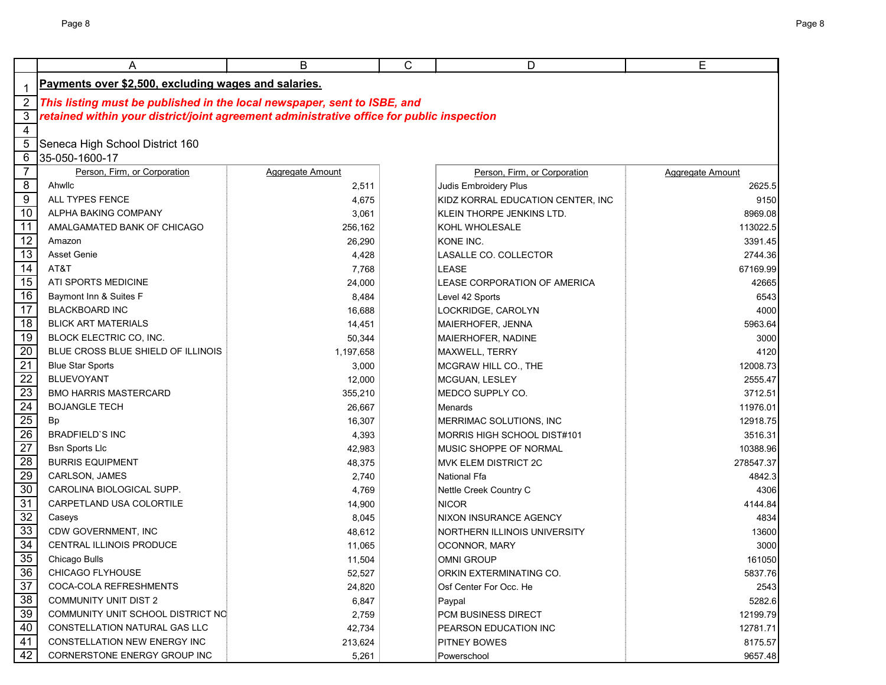**Payments over $2,500, excluding wages and salaries.**

***This listing must be published in the local newspaper, sent to ISBE, and retained within your district/joint agreement administrative office for public inspection***

Seneca High School District 160
35-050-1600-17

| Person, Firm, or Corporation | Aggregate Amount | | Person, Firm, or Corporation | Aggregate Amount |
|---|---|---|---|---|
| Ahwllc | 2,511 | | Judis Embroidery Plus | 2625.5 |
| ALL TYPES FENCE | 4,675 | | KIDZ KORRAL EDUCATION CENTER, INC | 9150 |
| ALPHA BAKING COMPANY | 3,061 | | KLEIN THORPE JENKINS LTD. | 8969.08 |
| AMALGAMATED BANK OF CHICAGO | 256,162 | | KOHL WHOLESALE | 113022.5 |
| Amazon | 26,290 | | KONE INC. | 3391.45 |
| Asset Genie | 4,428 | | LASALLE CO. COLLECTOR | 2744.36 |
| AT&T | 7,768 | | LEASE | 67169.99 |
| ATI SPORTS MEDICINE | 24,000 | | LEASE CORPORATION OF AMERICA | 42665 |
| Baymont Inn & Suites F | 8,484 | | Level 42 Sports | 6543 |
| BLACKBOARD INC | 16,688 | | LOCKRIDGE, CAROLYN | 4000 |
| BLICK ART MATERIALS | 14,451 | | MAIERHOFER, JENNA | 5963.64 |
| BLOCK ELECTRIC CO, INC. | 50,344 | | MAIERHOFER, NADINE | 3000 |
| BLUE CROSS BLUE SHIELD OF ILLINOIS | 1,197,658 | | MAXWELL, TERRY | 4120 |
| Blue Star Sports | 3,000 | | MCGRAW HILL CO., THE | 12008.73 |
| BLUEVOYANT | 12,000 | | MCGUAN, LESLEY | 2555.47 |
| BMO HARRIS MASTERCARD | 355,210 | | MEDCO SUPPLY CO. | 3712.51 |
| BOJANGLE TECH | 26,667 | | Menards | 11976.01 |
| Bp | 16,307 | | MERRIMAC SOLUTIONS, INC | 12918.75 |
| BRADFIELD`S INC | 4,393 | | MORRIS HIGH SCHOOL DIST#101 | 3516.31 |
| Bsn Sports Llc | 42,983 | | MUSIC SHOPPE OF NORMAL | 10388.96 |
| BURRIS EQUIPMENT | 48,375 | | MVK ELEM DISTRICT 2C | 278547.37 |
| CARLSON, JAMES | 2,740 | | National Ffa | 4842.3 |
| CAROLINA BIOLOGICAL SUPP. | 4,769 | | Nettle Creek Country C | 4306 |
| CARPETLAND USA COLORTILE | 14,900 | | NICOR | 4144.84 |
| Caseys | 8,045 | | NIXON INSURANCE AGENCY | 4834 |
| CDW GOVERNMENT, INC | 48,612 | | NORTHERN ILLINOIS UNIVERSITY | 13600 |
| CENTRAL ILLINOIS PRODUCE | 11,065 | | OCONNOR, MARY | 3000 |
| Chicago Bulls | 11,504 | | OMNI GROUP | 161050 |
| CHICAGO FLYHOUSE | 52,527 | | ORKIN EXTERMINATING CO. | 5837.76 |
| COCA-COLA REFRESHMENTS | 24,820 | | Osf Center For Occ. He | 2543 |
| COMMUNITY UNIT DIST 2 | 6,847 | | Paypal | 5282.6 |
| COMMUNITY UNIT SCHOOL DISTRICT NO | 2,759 | | PCM BUSINESS DIRECT | 12199.79 |
| CONSTELLATION NATURAL GAS LLC | 42,734 | | PEARSON EDUCATION INC | 12781.71 |
| CONSTELLATION NEW ENERGY INC | 213,624 | | PITNEY BOWES | 8175.57 |
| CORNERSTONE ENERGY GROUP INC | 5,261 | | Powerschool | 9657.48 |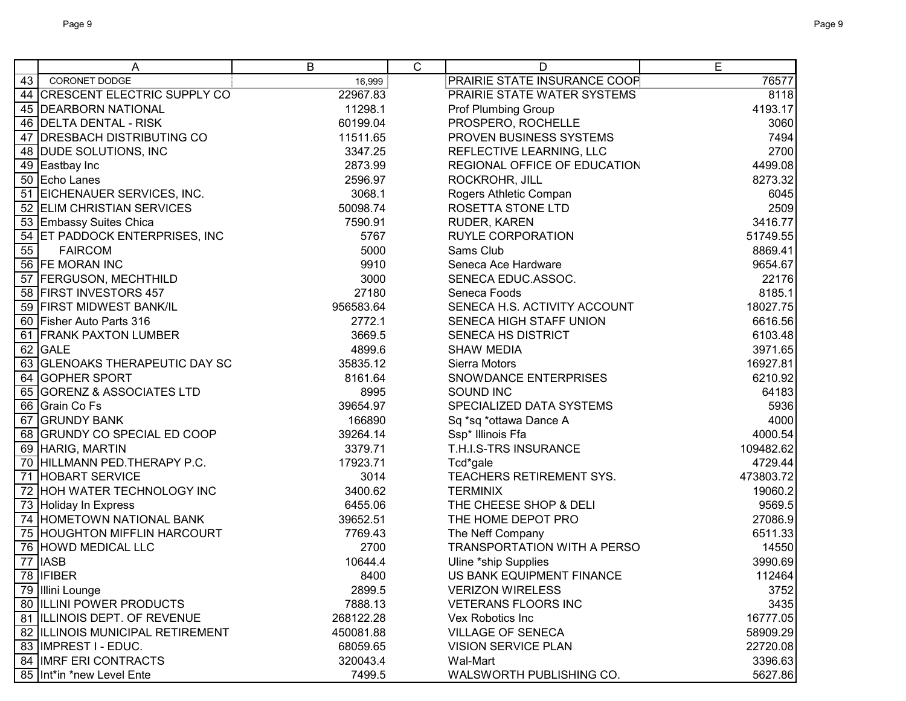| | A | B | C | D | E |
|---|---|---|---|---|---|
| 43 | CORONET DODGE | 16,999 | | PRAIRIE STATE INSURANCE COOP | 76577 |
| 44 | CRESCENT ELECTRIC SUPPLY CO | 22967.83 | | PRAIRIE STATE WATER SYSTEMS | 8118 |
| 45 | DEARBORN NATIONAL | 11298.1 | | Prof Plumbing Group | 4193.17 |
| 46 | DELTA DENTAL - RISK | 60199.04 | | PROSPERO, ROCHELLE | 3060 |
| 47 | DRESBACH DISTRIBUTING CO | 11511.65 | | PROVEN BUSINESS SYSTEMS | 7494 |
| 48 | DUDE SOLUTIONS, INC | 3347.25 | | REFLECTIVE LEARNING, LLC | 2700 |
| 49 | Eastbay Inc | 2873.99 | | REGIONAL OFFICE OF EDUCATION | 4499.08 |
| 50 | Echo Lanes | 2596.97 | | ROCKROHR, JILL | 8273.32 |
| 51 | EICHENAUER SERVICES, INC. | 3068.1 | | Rogers Athletic Compan | 6045 |
| 52 | ELIM CHRISTIAN SERVICES | 50098.74 | | ROSETTA STONE LTD | 2509 |
| 53 | Embassy Suites Chica | 7590.91 | | RUDER, KAREN | 3416.77 |
| 54 | ET PADDOCK ENTERPRISES, INC | 5767 | | RUYLE CORPORATION | 51749.55 |
| 55 | FAIRCOM | 5000 | | Sams Club | 8869.41 |
| 56 | FE MORAN INC | 9910 | | Seneca Ace Hardware | 9654.67 |
| 57 | FERGUSON, MECHTHILD | 3000 | | SENECA EDUC.ASSOC. | 22176 |
| 58 | FIRST INVESTORS 457 | 27180 | | Seneca Foods | 8185.1 |
| 59 | FIRST MIDWEST BANK/IL | 956583.64 | | SENECA H.S. ACTIVITY ACCOUNT | 18027.75 |
| 60 | Fisher Auto Parts 316 | 2772.1 | | SENECA HIGH STAFF UNION | 6616.56 |
| 61 | FRANK PAXTON LUMBER | 3669.5 | | SENECA HS DISTRICT | 6103.48 |
| 62 | GALE | 4899.6 | | SHAW MEDIA | 3971.65 |
| 63 | GLENOAKS THERAPEUTIC DAY SC | 35835.12 | | Sierra Motors | 16927.81 |
| 64 | GOPHER SPORT | 8161.64 | | SNOWDANCE ENTERPRISES | 6210.92 |
| 65 | GORENZ & ASSOCIATES LTD | 8995 | | SOUND INC | 64183 |
| 66 | Grain Co Fs | 39654.97 | | SPECIALIZED DATA SYSTEMS | 5936 |
| 67 | GRUNDY BANK | 166890 | | Sq *sq *ottawa Dance A | 4000 |
| 68 | GRUNDY CO SPECIAL ED COOP | 39264.14 | | Ssp* Illinois Ffa | 4000.54 |
| 69 | HARIG, MARTIN | 3379.71 | | T.H.I.S-TRS INSURANCE | 109482.62 |
| 70 | HILLMANN PED.THERAPY P.C. | 17923.71 | | Tcd*gale | 4729.44 |
| 71 | HOBART SERVICE | 3014 | | TEACHERS RETIREMENT SYS. | 473803.72 |
| 72 | HOH WATER TECHNOLOGY INC | 3400.62 | | TERMINIX | 19060.2 |
| 73 | Holiday In Express | 6455.06 | | THE CHEESE SHOP & DELI | 9569.5 |
| 74 | HOMETOWN NATIONAL BANK | 39652.51 | | THE HOME DEPOT PRO | 27086.9 |
| 75 | HOUGHTON MIFFLIN HARCOURT | 7769.43 | | The Neff Company | 6511.33 |
| 76 | HOWD MEDICAL LLC | 2700 | | TRANSPORTATION WITH A PERSO | 14550 |
| 77 | IASB | 10644.4 | | Uline *ship Supplies | 3990.69 |
| 78 | IFIBER | 8400 | | US BANK EQUIPMENT FINANCE | 112464 |
| 79 | Illini Lounge | 2899.5 | | VERIZON WIRELESS | 3752 |
| 80 | ILLINI POWER PRODUCTS | 7888.13 | | VETERANS FLOORS INC | 3435 |
| 81 | ILLINOIS DEPT. OF REVENUE | 268122.28 | | Vex Robotics Inc | 16777.05 |
| 82 | ILLINOIS MUNICIPAL RETIREMENT | 450081.88 | | VILLAGE OF SENECA | 58909.29 |
| 83 | IMPREST I - EDUC. | 68059.65 | | VISION SERVICE PLAN | 22720.08 |
| 84 | IMRF ERI CONTRACTS | 320043.4 | | Wal-Mart | 3396.63 |
| 85 | Int*in *new Level Ente | 7499.5 | | WALSWORTH PUBLISHING CO. | 5627.86 |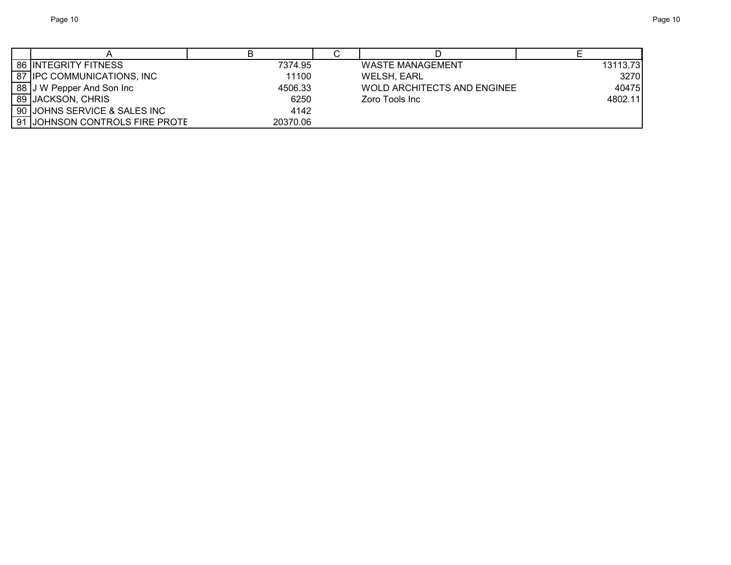| | A | B | C | D | E |
|---|---|---|---|---|---|
| 86 | INTEGRITY FITNESS | 7374.95 | | WASTE MANAGEMENT | 13113.73 |
| 87 | IPC COMMUNICATIONS, INC | 11100 | | WELSH, EARL | 3270 |
| 88 | J W Pepper And Son Inc | 4506.33 | | WOLD ARCHITECTS AND ENGINEE | 40475 |
| 89 | JACKSON, CHRIS | 6250 | | Zoro Tools Inc | 4802.11 |
| 90 | JOHNS SERVICE & SALES INC | 4142 | | | |
| 91 | JOHNSON CONTROLS FIRE PROTE | 20370.06 | | | |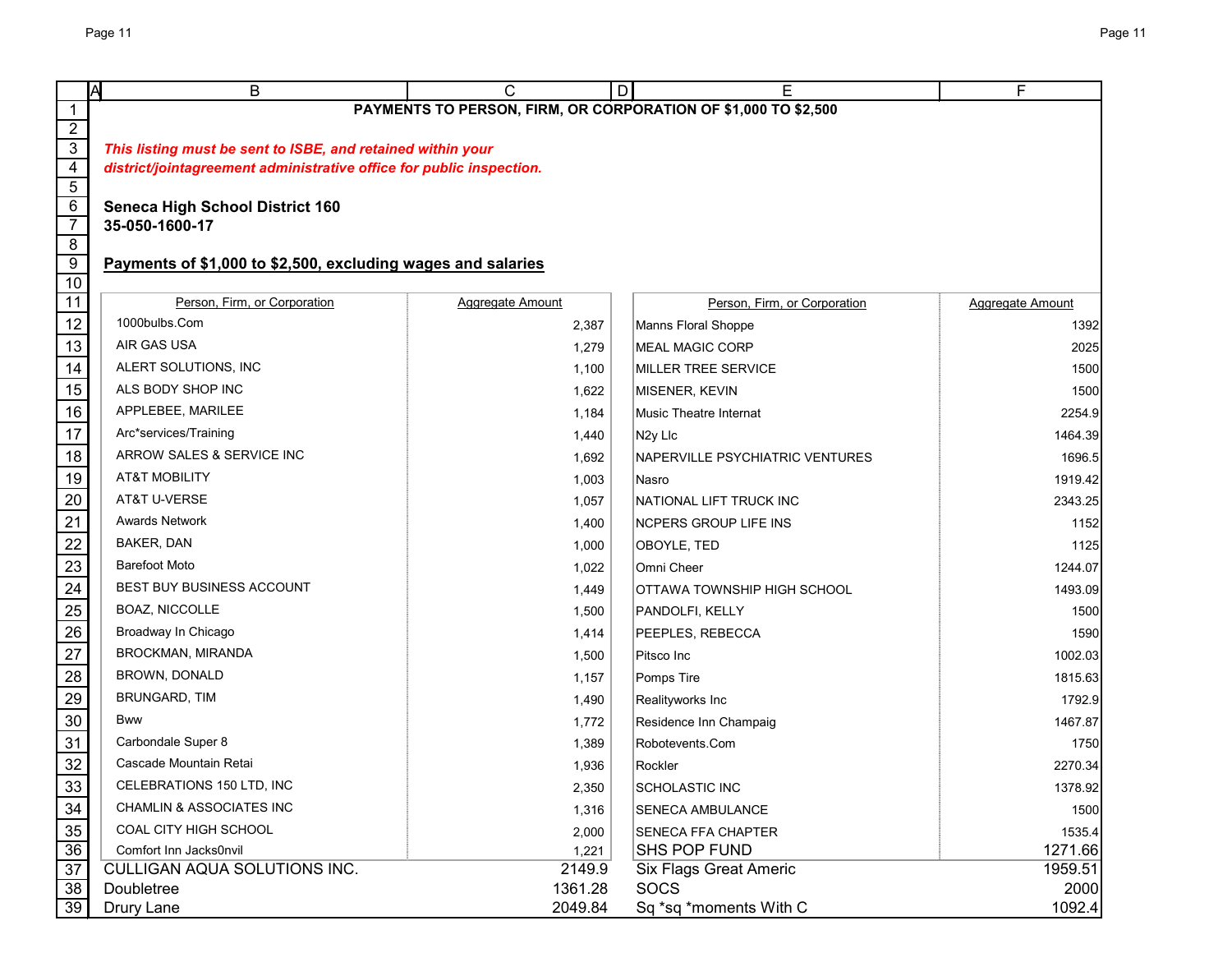# PAYMENTS TO PERSON, FIRM, OR CORPORATION OF $1,000 TO $2,500

*This listing must be sent to ISBE, and retained within your district/jointagreement administrative office for public inspection.*

**Seneca High School District 160**
**35-050-1600-17**

## Payments of $1,000 to $2,500, excluding wages and salaries

| Person, Firm, or Corporation | Aggregate Amount | Person, Firm, or Corporation | Aggregate Amount |
|---|---|---|---|
| 1000bulbs.Com | 2,387 | Manns Floral Shoppe | 1392 |
| AIR GAS USA | 1,279 | MEAL MAGIC CORP | 2025 |
| ALERT SOLUTIONS, INC | 1,100 | MILLER TREE SERVICE | 1500 |
| ALS BODY SHOP INC | 1,622 | MISENER, KEVIN | 1500 |
| APPLEBEE, MARILEE | 1,184 | Music Theatre Internat | 2254.9 |
| Arc*services/Training | 1,440 | N2y Llc | 1464.39 |
| ARROW SALES & SERVICE INC | 1,692 | NAPERVILLE PSYCHIATRIC VENTURES | 1696.5 |
| AT&T MOBILITY | 1,003 | Nasro | 1919.42 |
| AT&T U-VERSE | 1,057 | NATIONAL LIFT TRUCK INC | 2343.25 |
| Awards Network | 1,400 | NCPERS GROUP LIFE INS | 1152 |
| BAKER, DAN | 1,000 | OBOYLE, TED | 1125 |
| Barefoot Moto | 1,022 | Omni Cheer | 1244.07 |
| BEST BUY BUSINESS ACCOUNT | 1,449 | OTTAWA TOWNSHIP HIGH SCHOOL | 1493.09 |
| BOAZ, NICCOLLE | 1,500 | PANDOLFI, KELLY | 1500 |
| Broadway In Chicago | 1,414 | PEEPLES, REBECCA | 1590 |
| BROCKMAN, MIRANDA | 1,500 | Pitsco Inc | 1002.03 |
| BROWN, DONALD | 1,157 | Pomps Tire | 1815.63 |
| BRUNGARD, TIM | 1,490 | Realityworks Inc | 1792.9 |
| Bww | 1,772 | Residence Inn Champaig | 1467.87 |
| Carbondale Super 8 | 1,389 | Robotevents.Com | 1750 |
| Cascade Mountain Retai | 1,936 | Rockler | 2270.34 |
| CELEBRATIONS 150 LTD, INC | 2,350 | SCHOLASTIC INC | 1378.92 |
| CHAMLIN & ASSOCIATES INC | 1,316 | SENECA AMBULANCE | 1500 |
| COAL CITY HIGH SCHOOL | 2,000 | SENECA FFA CHAPTER | 1535.4 |
| Comfort Inn Jacks0nvil | 1,221 | SHS POP FUND | 1271.66 |
| CULLIGAN AQUA SOLUTIONS INC. | 2149.9 | Six Flags Great Americ | 1959.51 |
| Doubletree | 1361.28 | SOCS | 2000 |
| Drury Lane | 2049.84 | Sq *sq *moments With C | 1092.4 |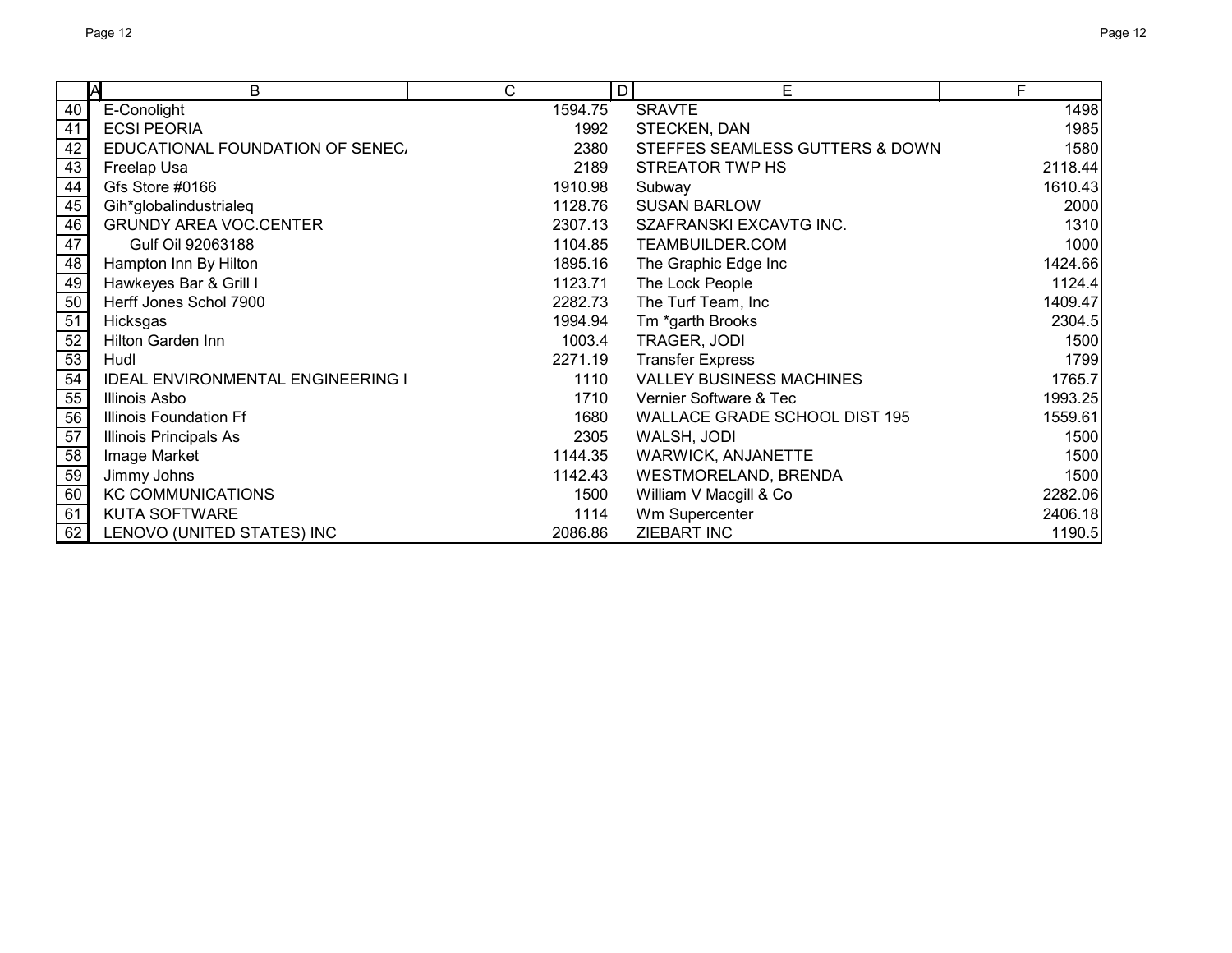| | A | B | C | D | E | F |
|---|---|---|---|---|---|---|
| 40 | | E-Conolight | 1594.75 | | SRAVTE | 1498 |
| 41 | | ECSI PEORIA | 1992 | | STECKEN, DAN | 1985 |
| 42 | | EDUCATIONAL FOUNDATION OF SENEC/ | 2380 | | STEFFES SEAMLESS GUTTERS & DOWN | 1580 |
| 43 | | Freelap Usa | 2189 | | STREATOR TWP HS | 2118.44 |
| 44 | | Gfs Store #0166 | 1910.98 | | Subway | 1610.43 |
| 45 | | Gih*globalindustrialeq | 1128.76 | | SUSAN BARLOW | 2000 |
| 46 | | GRUNDY AREA VOC.CENTER | 2307.13 | | SZAFRANSKI EXCAVTG INC. | 1310 |
| 47 | | Gulf Oil 92063188 | 1104.85 | | TEAMBUILDER.COM | 1000 |
| 48 | | Hampton Inn By Hilton | 1895.16 | | The Graphic Edge Inc | 1424.66 |
| 49 | | Hawkeyes Bar & Grill I | 1123.71 | | The Lock People | 1124.4 |
| 50 | | Herff Jones Schol 7900 | 2282.73 | | The Turf Team, Inc | 1409.47 |
| 51 | | Hicksgas | 1994.94 | | Tm *garth Brooks | 2304.5 |
| 52 | | Hilton Garden Inn | 1003.4 | | TRAGER, JODI | 1500 |
| 53 | | Hudl | 2271.19 | | Transfer Express | 1799 |
| 54 | | IDEAL ENVIRONMENTAL ENGINEERING I | 1110 | | VALLEY BUSINESS MACHINES | 1765.7 |
| 55 | | Illinois Asbo | 1710 | | Vernier Software & Tec | 1993.25 |
| 56 | | Illinois Foundation Ff | 1680 | | WALLACE GRADE SCHOOL DIST 195 | 1559.61 |
| 57 | | Illinois Principals As | 2305 | | WALSH, JODI | 1500 |
| 58 | | Image Market | 1144.35 | | WARWICK, ANJANETTE | 1500 |
| 59 | | Jimmy Johns | 1142.43 | | WESTMORELAND, BRENDA | 1500 |
| 60 | | KC COMMUNICATIONS | 1500 | | William V Macgill & Co | 2282.06 |
| 61 | | KUTA SOFTWARE | 1114 | | Wm Supercenter | 2406.18 |
| 62 | | LENOVO (UNITED STATES) INC | 2086.86 | | ZIEBART INC | 1190.5 |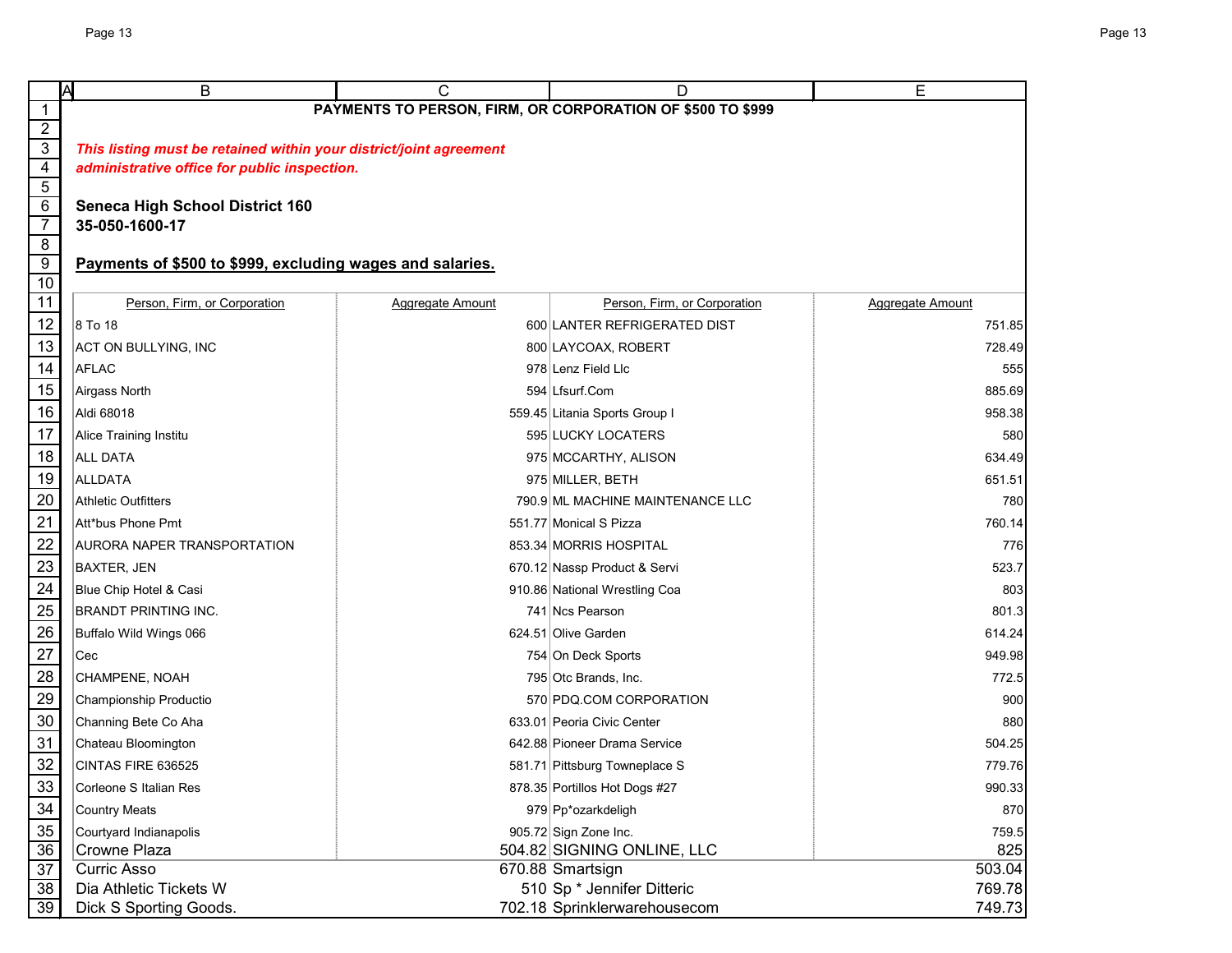**PAYMENTS TO PERSON, FIRM, OR CORPORATION OF $500 TO $999**

***This listing must be retained within your district/joint agreement administrative office for public inspection.***

**Seneca High School District 160**
**35-050-1600-17**

**Payments of $500 to $999, excluding wages and salaries.**

| Person, Firm, or Corporation | Aggregate Amount | Person, Firm, or Corporation | Aggregate Amount |
|---|---|---|---|
| 8 To 18 | 600 | LANTER REFRIGERATED DIST | 751.85 |
| ACT ON BULLYING, INC | 800 | LAYCOAX, ROBERT | 728.49 |
| AFLAC | 978 | Lenz Field Llc | 555 |
| Airgass North | 594 | Lfsurf.Com | 885.69 |
| Aldi 68018 | 559.45 | Litania Sports Group I | 958.38 |
| Alice Training Institu | 595 | LUCKY LOCATERS | 580 |
| ALL DATA | 975 | MCCARTHY, ALISON | 634.49 |
| ALLDATA | 975 | MILLER, BETH | 651.51 |
| Athletic Outfitters | 790.9 | ML MACHINE MAINTENANCE LLC | 780 |
| Att*bus Phone Pmt | 551.77 | Monical S Pizza | 760.14 |
| AURORA NAPER TRANSPORTATION | 853.34 | MORRIS HOSPITAL | 776 |
| BAXTER, JEN | 670.12 | Nassp Product & Servi | 523.7 |
| Blue Chip Hotel & Casi | 910.86 | National Wrestling Coa | 803 |
| BRANDT PRINTING INC. | 741 | Ncs Pearson | 801.3 |
| Buffalo Wild Wings 066 | 624.51 | Olive Garden | 614.24 |
| Cec | 754 | On Deck Sports | 949.98 |
| CHAMPENE, NOAH | 795 | Otc Brands, Inc. | 772.5 |
| Championship Productio | 570 | PDQ.COM CORPORATION | 900 |
| Channing Bete Co Aha | 633.01 | Peoria Civic Center | 880 |
| Chateau Bloomington | 642.88 | Pioneer Drama Service | 504.25 |
| CINTAS FIRE 636525 | 581.71 | Pittsburg Towneplace S | 779.76 |
| Corleone S Italian Res | 878.35 | Portillos Hot Dogs #27 | 990.33 |
| Country Meats | 979 | Pp*ozarkdeligh | 870 |
| Courtyard Indianapolis | 905.72 | Sign Zone Inc. | 759.5 |
| Crowne Plaza | 504.82 | SIGNING ONLINE, LLC | 825 |
| Curric Asso | 670.88 | Smartsign | 503.04 |
| Dia Athletic Tickets W | 510 | Sp * Jennifer Ditteric | 769.78 |
| Dick S Sporting Goods. | 702.18 | Sprinklerwarehousecom | 749.73 |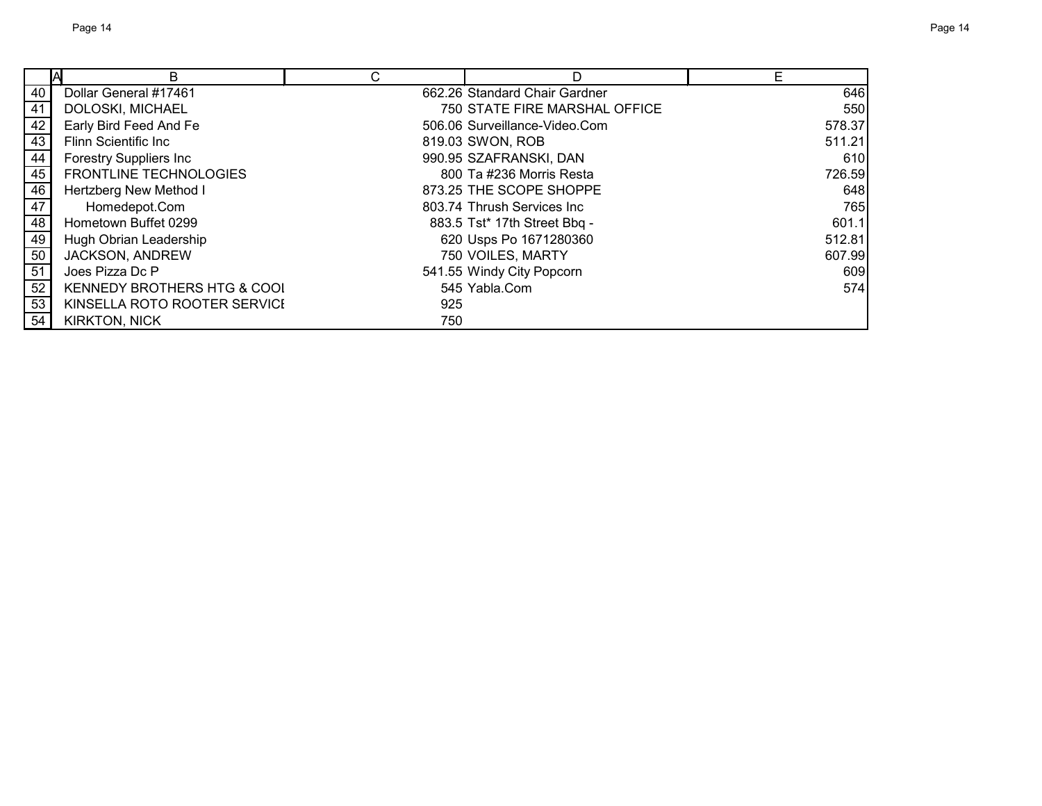| | A | B | C | D | E |
|---|---|---|---|---|---|
| 40 | | Dollar General #17461 | 662.26 | Standard Chair Gardner | 646 |
| 41 | | DOLOSKI, MICHAEL | 750 | STATE FIRE MARSHAL OFFICE | 550 |
| 42 | | Early Bird Feed And Fe | 506.06 | Surveillance-Video.Com | 578.37 |
| 43 | | Flinn Scientific Inc | 819.03 | SWON, ROB | 511.21 |
| 44 | | Forestry Suppliers Inc | 990.95 | SZAFRANSKI, DAN | 610 |
| 45 | | FRONTLINE TECHNOLOGIES | 800 | Ta #236 Morris Resta | 726.59 |
| 46 | | Hertzberg New Method I | 873.25 | THE SCOPE SHOPPE | 648 |
| 47 | | Homedepot.Com | 803.74 | Thrush Services Inc | 765 |
| 48 | | Hometown Buffet 0299 | 883.5 | Tst* 17th Street Bbq - | 601.1 |
| 49 | | Hugh Obrian Leadership | 620 | Usps Po 1671280360 | 512.81 |
| 50 | | JACKSON, ANDREW | 750 | VOILES, MARTY | 607.99 |
| 51 | | Joes Pizza Dc P | 541.55 | Windy City Popcorn | 609 |
| 52 | | KENNEDY BROTHERS HTG & COOL | 545 | Yabla.Com | 574 |
| 53 | | KINSELLA ROTO ROOTER SERVICE | 925 | | |
| 54 | | KIRKTON, NICK | 750 | | |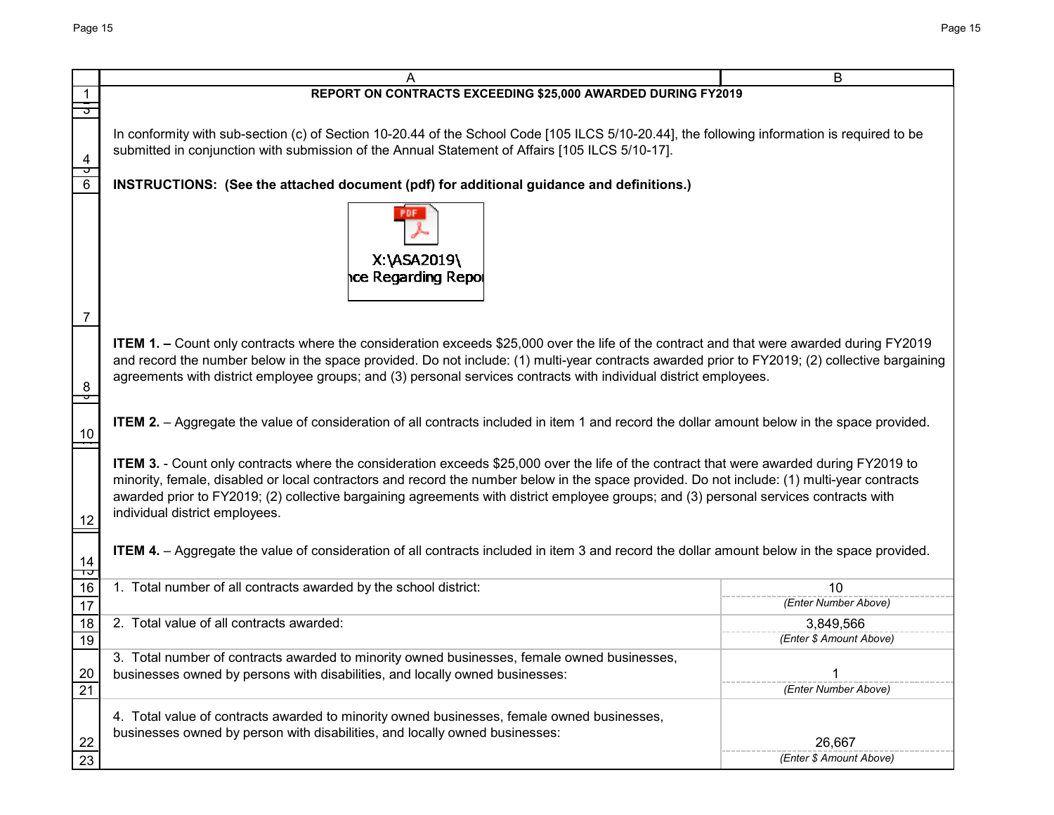## REPORT ON CONTRACTS EXCEEDING $25,000 AWARDED DURING FY2019

In conformity with sub-section (c) of Section 10-20.44 of the School Code [105 ILCS 5/10-20.44], the following information is required to be submitted in conjunction with submission of the Annual Statement of Affairs [105 ILCS 5/10-17].

**INSTRUCTIONS: (See the attached document (pdf) for additional guidance and definitions.)**

X:\ASA2019\ nce Regarding Repo

**ITEM 1. –** Count only contracts where the consideration exceeds $25,000 over the life of the contract and that were awarded during FY2019 and record the number below in the space provided. Do not include: (1) multi-year contracts awarded prior to FY2019; (2) collective bargaining agreements with district employee groups; and (3) personal services contracts with individual district employees.

**ITEM 2.** – Aggregate the value of consideration of all contracts included in item 1 and record the dollar amount below in the space provided.

**ITEM 3.** - Count only contracts where the consideration exceeds $25,000 over the life of the contract that were awarded during FY2019 to minority, female, disabled or local contractors and record the number below in the space provided. Do not include: (1) multi-year contracts awarded prior to FY2019; (2) collective bargaining agreements with district employee groups; and (3) personal services contracts with individual district employees.

**ITEM 4.** – Aggregate the value of consideration of all contracts included in item 3 and record the dollar amount below in the space provided.

| | |
|---|---|
| 1. Total number of all contracts awarded by the school district: | 10<br>*(Enter Number Above)* |
| 2. Total value of all contracts awarded: | 3,849,566<br>*(Enter $ Amount Above)* |
| 3. Total number of contracts awarded to minority owned businesses, female owned businesses, businesses owned by persons with disabilities, and locally owned businesses: | 1<br>*(Enter Number Above)* |
| 4. Total value of contracts awarded to minority owned businesses, female owned businesses, businesses owned by person with disabilities, and locally owned businesses: | 26,667<br>*(Enter $ Amount Above)* |